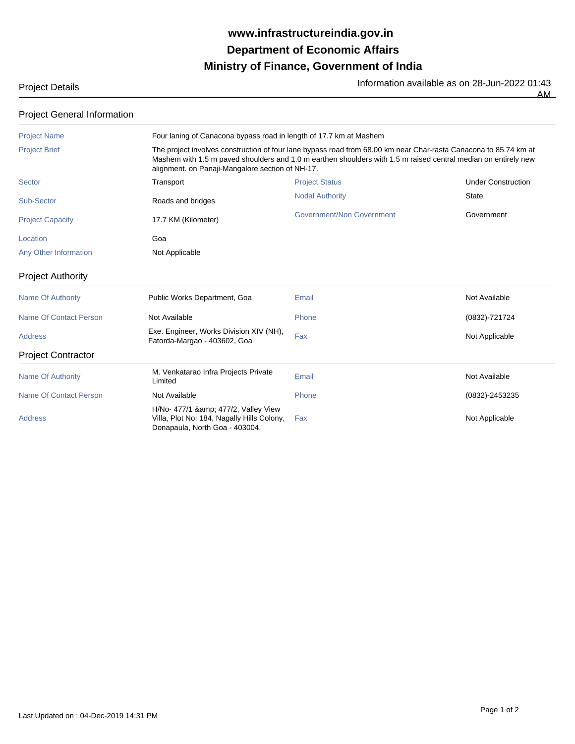**www.infrastructureindia.gov.in**
**Department of Economic Affairs**
**Ministry of Finance, Government of India**

Project Details

Information available as on 28-Jun-2022 01:43 AM

## Project General Information

| | | | |
|---|---|---|---|
| Project Name | Four laning of Canacona bypass road in length of 17.7 km at Mashem | | |
| Project Brief | The project involves construction of four lane bypass road from 68.00 km near Char-rasta Canacona to 85.74 km at Mashem with 1.5 m paved shoulders and 1.0 m earthen shoulders with 1.5 m raised central median on entirely new alignment. on Panaji-Mangalore section of NH-17. | | |
| Sector | Transport | Project Status | Under Construction |
| Sub-Sector | Roads and bridges | Nodal Authority | State |
| Project Capacity | 17.7 KM (Kilometer) | Government/Non Government | Government |
| Location | Goa | | |
| Any Other Information | Not Applicable | | |

## Project Authority

| | | | |
|---|---|---|---|
| Name Of Authority | Public Works Department, Goa | Email | Not Available |
| Name Of Contact Person | Not Available | Phone | (0832)-721724 |
| Address | Exe. Engineer, Works Division XIV (NH), Fatorda-Margao - 403602, Goa | Fax | Not Applicable |

## Project Contractor

| | | | |
|---|---|---|---|
| Name Of Authority | M. Venkatarao Infra Projects Private Limited | Email | Not Available |
| Name Of Contact Person | Not Available | Phone | (0832)-2453235 |
| Address | H/No- 477/1 &amp; 477/2, Valley View Villa, Plot No: 184, Nagally Hills Colony, Donapaula, North Goa - 403004. | Fax | Not Applicable |

Last Updated on : 04-Dec-2019 14:31 PM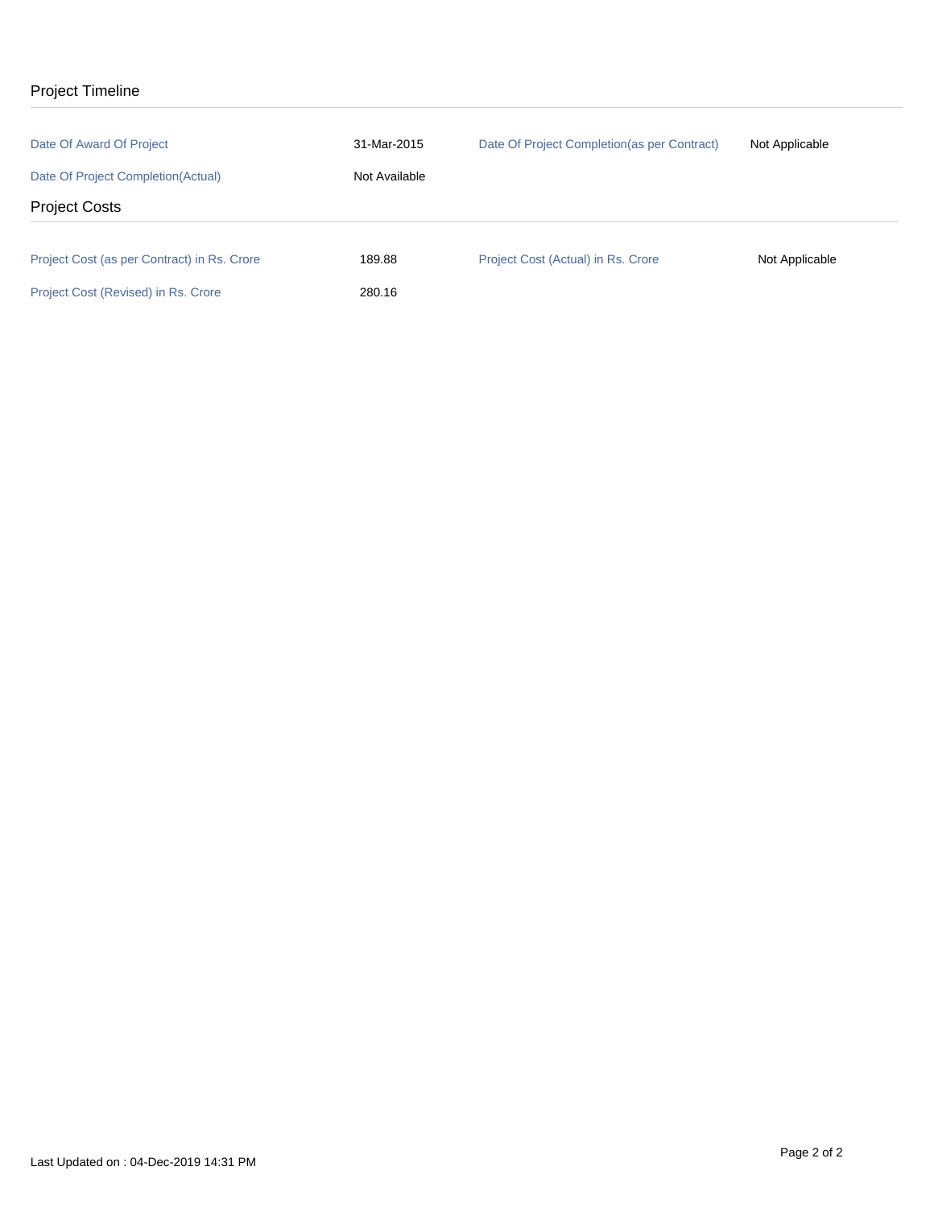## Project Timeline

| | | | |
|---|---|---|---|
| Date Of Award Of Project | 31-Mar-2015 | Date Of Project Completion(as per Contract) | Not Applicable |
| Date Of Project Completion(Actual) | Not Available | | |

## Project Costs

| | | | |
|---|---|---|---|
| Project Cost (as per Contract) in Rs. Crore | 189.88 | Project Cost (Actual) in Rs. Crore | Not Applicable |
| Project Cost (Revised) in Rs. Crore | 280.16 | | |

Last Updated on : 04-Dec-2019 14:31 PM